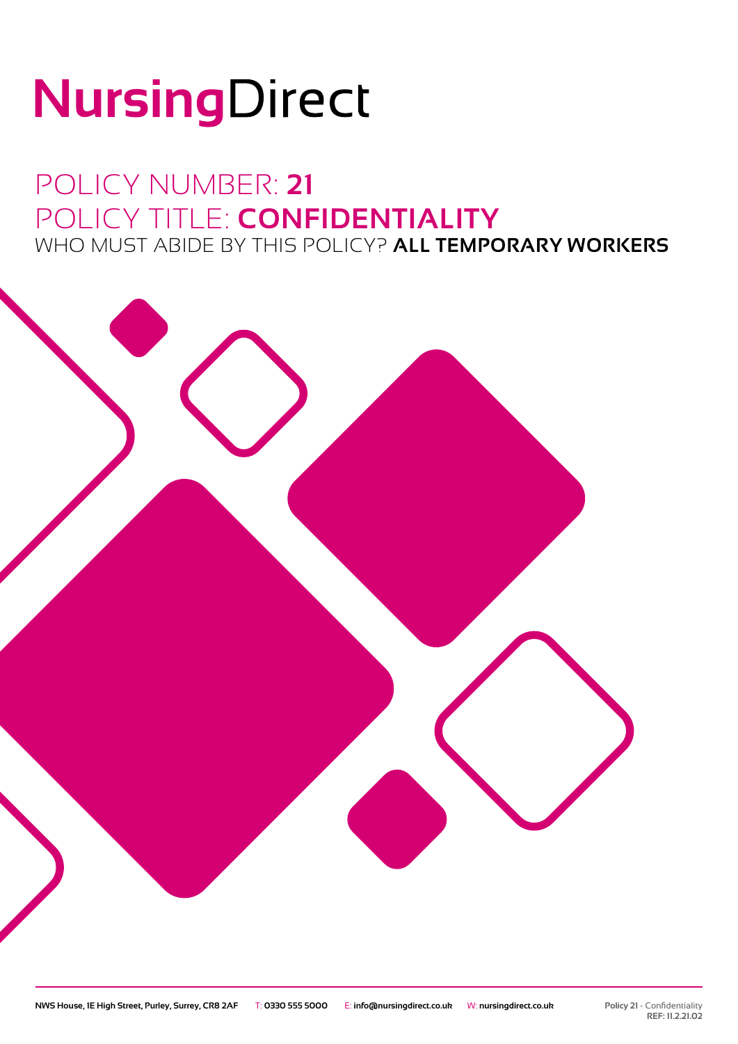# NursingDirect

## POLICY NUMBER: **21**
## POLICY TITLE: **CONFIDENTIALITY**
### WHO MUST ABIDE BY THIS POLICY? **ALL TEMPORARY WORKERS**

NWS House, 1E High Street, Purley, Surrey, CR8 2AF T: 0330 555 5000 E: info@nursingdirect.co.uk W: nursingdirect.co.uk

Policy 21 - Confidentiality
REF: 11.2.21.02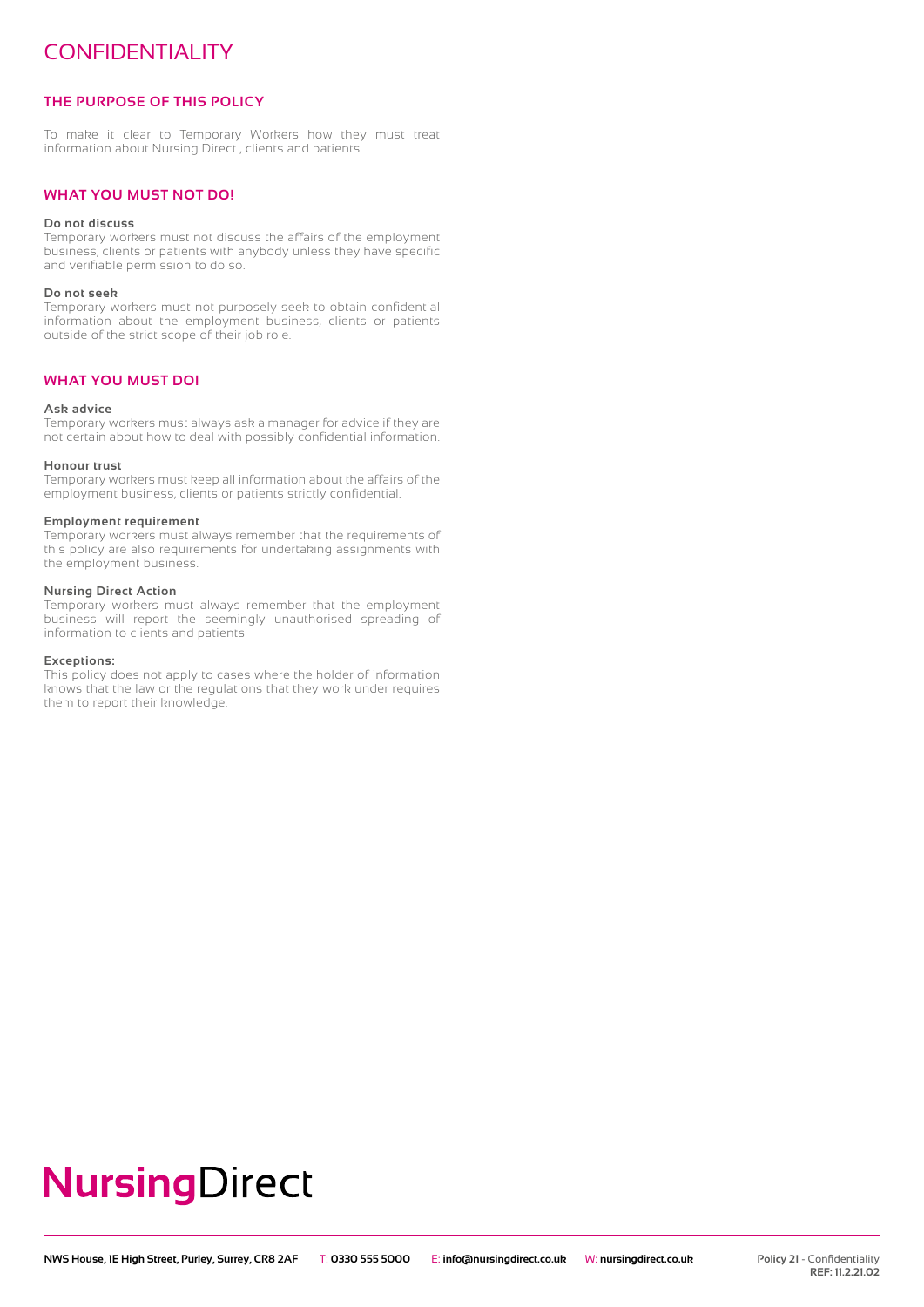# CONFIDENTIALITY

## THE PURPOSE OF THIS POLICY

To make it clear to Temporary Workers how they must treat information about Nursing Direct , clients and patients.

## WHAT YOU MUST NOT DO!

**Do not discuss**
Temporary workers must not discuss the affairs of the employment business, clients or patients with anybody unless they have specific and verifiable permission to do so.

**Do not seek**
Temporary workers must not purposely seek to obtain confidential information about the employment business, clients or patients outside of the strict scope of their job role.

## WHAT YOU MUST DO!

**Ask advice**
Temporary workers must always ask a manager for advice if they are not certain about how to deal with possibly confidential information.

**Honour trust**
Temporary workers must keep all information about the affairs of the employment business, clients or patients strictly confidential.

**Employment requirement**
Temporary workers must always remember that the requirements of this policy are also requirements for undertaking assignments with the employment business.

**Nursing Direct Action**
Temporary workers must always remember that the employment business will report the seemingly unauthorised spreading of information to clients and patients.

**Exceptions:**
This policy does not apply to cases where the holder of information knows that the law or the regulations that they work under requires them to report their knowledge.

**Nursing**Direct

NWS House, 1E High Street, Purley, Surrey, CR8 2AF T: 0330 555 5000 E: info@nursingdirect.co.uk W: nursingdirect.co.uk

Policy 21 - Confidentiality
REF: 11.2.21.02